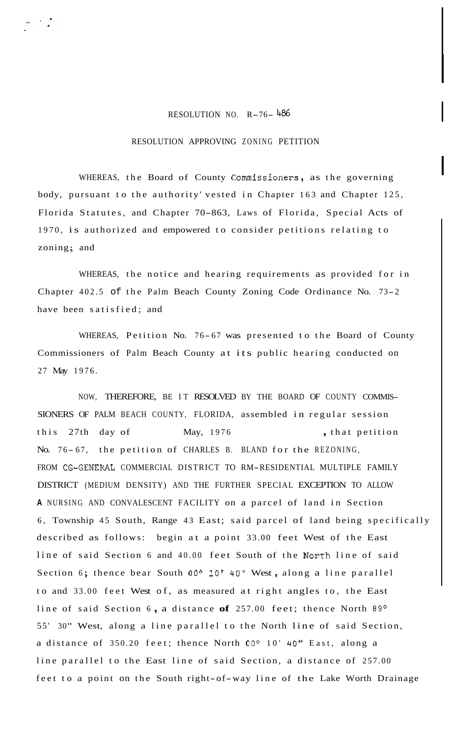RESOLUTION NO. R-76- 486

RESOLUTION APPROVING ZONING PETITION

WHEREAS, the Board of County Commissioners, as the governing body, pursuant to the authority vested in Chapter 163 and Chapter 125, Florida Statutes, and Chapter 70-863, Laws of Florida, Special Acts of 1970, is authorized and empowered to consider petitions relating to zoning; and

WHEREAS, the notice and hearing requirements as provided for in Chapter 402.5 of the Palm Beach County Zoning Code Ordinance No. 73-2 have been satisfied; and

WHEREAS, Petition No. 76-67 was presented to the Board of County Commissioners of Palm Beach County at its public hearing conducted on 27 May 1976.

NOW, THEREFORE, BE IT RESOLVED BY THE BOARD OF COUNTY COMMISSIONERS OF PALM BEACH COUNTY, FLORIDA, assembled in regular session this 27th day of May, 1976, that petition No. 76-67, the petition of CHARLES B. BLAND for the REZONING, FROM CG-GENERAL COMMERCIAL DISTRICT TO RM-RESIDENTIAL MULTIPLE FAMILY DISTRICT (MEDIUM DENSITY) AND THE FURTHER SPECIAL EXCEPTION TO ALLOW A NURSING AND CONVALESCENT FACILITY on a parcel of land in Section 6, Township 45 South, Range 43 East; said parcel of land being specifically described as follows: begin at a point 33.00 feet West of the East line of said Section 6 and 40.00 feet South of the North line of said Section 6; thence bear South 00° 10' 40" West, along a line parallel to and 33.00 feet West of, as measured at right angles to, the East line of said Section 6, a distance of 257.00 feet; thence North 89° 55' 30" West, along a line parallel to the North line of said Section, a distance of 350.20 feet; thence North 00° 10' 40" East, along a line parallel to the East line of said Section, a distance of 257.00 feet to a point on the South right-of-way line of the Lake Worth Drainage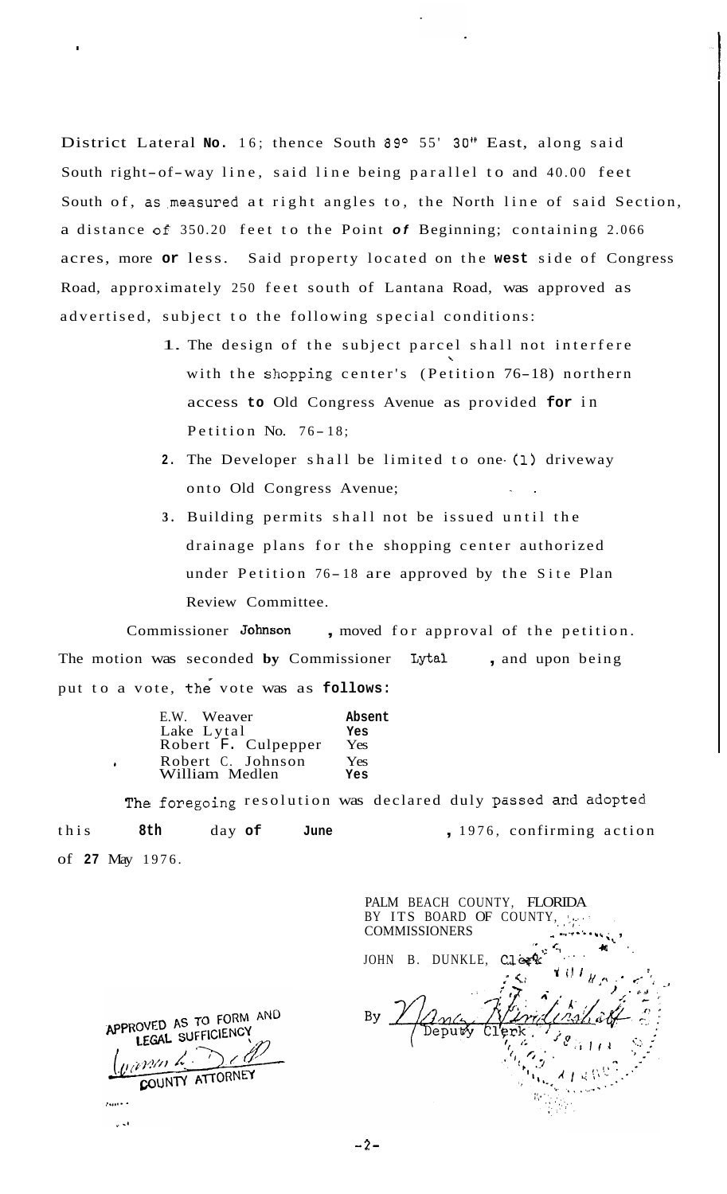District Lateral No. 16; thence South 89° 55' 30" East, along said South right-of-way line, said line being parallel to and 40.00 feet South of, as measured at right angles to, the North line of said Section, a distance of 350.20 feet to the Point of Beginning; containing 2.066 acres, more or less. Said property located on the west side of Congress Road, approximately 250 feet south of Lantana Road, was approved as advertised, subject to the following special conditions:

1. The design of the subject parcel shall not interfere with the shopping center's (Petition 76-18) northern access to Old Congress Avenue as provided for in Petition No. 76-18;
2. The Developer shall be limited to one (1) driveway onto Old Congress Avenue;
3. Building permits shall not be issued until the drainage plans for the shopping center authorized under Petition 76-18 are approved by the Site Plan Review Committee.

Commissioner **Johnson**, moved for approval of the petition. The motion was seconded by Commissioner Lytal, and upon being put to a vote, the vote was as follows:

| | |
|---|---|
| E.W. Weaver | Absent |
| Lake Lytal | Yes |
| Robert F. Culpepper | Yes |
| Robert C. Johnson | Yes |
| William Medlen | Yes |

The foregoing resolution was declared duly passed and adopted this **8th** day of **June**, 1976, confirming action of 27 May 1976.

PALM BEACH COUNTY, FLORIDA
BY ITS BOARD OF COUNTY COMMISSIONERS

JOHN B. DUNKLE, Clerk

By ______________________
Deputy Clerk

APPROVED AS TO FORM AND LEGAL SUFFICIENCY

______________________
COUNTY ATTORNEY